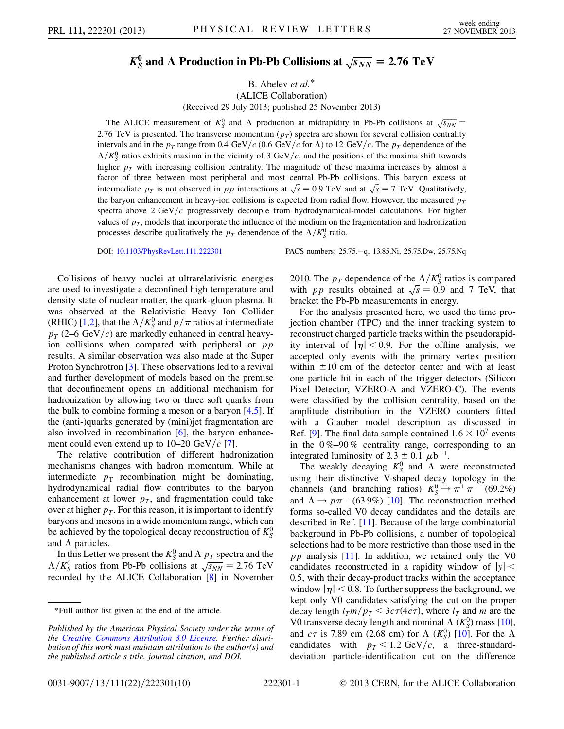# $K_S^0$ and $\Lambda$ Production in Pb-Pb Collisions at $\sqrt{s_{NN}} = 2.76$ TeV

B. Abelev *et al.**

(ALICE Collaboration)

(Received 29 July 2013; published 25 November 2013)

The ALICE measurement of $K_S^0$ and $\Lambda$ production at midrapidity in Pb-Pb collisions at $\sqrt{s_{NN}} = 2.76$ TeV is presented. The transverse momentum ($p_T$) spectra are shown for several collision centrality intervals and in the $p_T$ range from 0.4 GeV/$c$ (0.6 GeV/$c$ for $\Lambda$) to 12 GeV/$c$. The $p_T$ dependence of the $\Lambda/K_S^0$ ratios exhibits maxima in the vicinity of 3 GeV/$c$, and the positions of the maxima shift towards higher $p_T$ with increasing collision centrality. The magnitude of these maxima increases by almost a factor of three between most peripheral and most central Pb-Pb collisions. This baryon excess at intermediate $p_T$ is not observed in $pp$ interactions at $\sqrt{s} = 0.9$ TeV and at $\sqrt{s} = 7$ TeV. Qualitatively, the baryon enhancement in heavy-ion collisions is expected from radial flow. However, the measured $p_T$ spectra above 2 GeV/$c$ progressively decouple from hydrodynamical-model calculations. For higher values of $p_T$, models that incorporate the influence of the medium on the fragmentation and hadronization processes describe qualitatively the $p_T$ dependence of the $\Lambda/K_S^0$ ratio.

DOI: 10.1103/PhysRevLett.111.222301 PACS numbers: 25.75.−q, 13.85.Ni, 25.75.Dw, 25.75.Nq

Collisions of heavy nuclei at ultrarelativistic energies are used to investigate a deconfined high temperature and density state of nuclear matter, the quark-gluon plasma. It was observed at the Relativistic Heavy Ion Collider (RHIC) [1,2], that the $\Lambda/K_S^0$ and $p/\pi$ ratios at intermediate $p_T$ (2–6 GeV/$c$) are markedly enhanced in central heavy-ion collisions when compared with peripheral or $pp$ results. A similar observation was also made at the Super Proton Synchrotron [3]. These observations led to a revival and further development of models based on the premise that deconfinement opens an additional mechanism for hadronization by allowing two or three soft quarks from the bulk to combine forming a meson or a baryon [4,5]. If the (anti-)quarks generated by (mini)jet fragmentation are also involved in recombination [6], the baryon enhancement could even extend up to 10–20 GeV/$c$ [7].

The relative contribution of different hadronization mechanisms changes with hadron momentum. While at intermediate $p_T$ recombination might be dominating, hydrodynamical radial flow contributes to the baryon enhancement at lower $p_T$, and fragmentation could take over at higher $p_T$. For this reason, it is important to identify baryons and mesons in a wide momentum range, which can be achieved by the topological decay reconstruction of $K_S^0$ and $\Lambda$ particles.

In this Letter we present the $K_S^0$ and $\Lambda$ $p_T$ spectra and the $\Lambda/K_S^0$ ratios from Pb-Pb collisions at $\sqrt{s_{NN}} = 2.76$ TeV recorded by the ALICE Collaboration [8] in November 2010. The $p_T$ dependence of the $\Lambda/K_S^0$ ratios is compared with $pp$ results obtained at $\sqrt{s} = 0.9$ and 7 TeV, that bracket the Pb-Pb measurements in energy.

For the analysis presented here, we used the time projection chamber (TPC) and the inner tracking system to reconstruct charged particle tracks within the pseudorapidity interval of $|\eta| < 0.9$. For the offline analysis, we accepted only events with the primary vertex position within $\pm 10$ cm of the detector center and with at least one particle hit in each of the trigger detectors (Silicon Pixel Detector, VZERO-A and VZERO-C). The events were classified by the collision centrality, based on the amplitude distribution in the VZERO counters fitted with a Glauber model description as discussed in Ref. [9]. The final data sample contained $1.6 \times 10^7$ events in the 0%–90% centrality range, corresponding to an integrated luminosity of $2.3 \pm 0.1$ $\mu$b$^{-1}$.

The weakly decaying $K_S^0$ and $\Lambda$ were reconstructed using their distinctive V-shaped decay topology in the channels (and branching ratios) $K_S^0 \to \pi^+\pi^-$ (69.2%) and $\Lambda \to p\pi^-$ (63.9%) [10]. The reconstruction method forms so-called V0 decay candidates and the details are described in Ref. [11]. Because of the large combinatorial background in Pb-Pb collisions, a number of topological selections had to be more restrictive than those used in the $pp$ analysis [11]. In addition, we retained only the V0 candidates reconstructed in a rapidity window of $|y| < 0.5$, with their decay-product tracks within the acceptance window $|\eta| < 0.8$. To further suppress the background, we kept only V0 candidates satisfying the cut on the proper decay length $l_T m/p_T < 3c\tau(4c\tau)$, where $l_T$ and $m$ are the V0 transverse decay length and nominal $\Lambda$ ($K_S^0$) mass [10], and $c\tau$ is 7.89 cm (2.68 cm) for $\Lambda$ ($K_S^0$) [10]. For the $\Lambda$ candidates with $p_T < 1.2$ GeV/$c$, a three-standard-deviation particle-identification cut on the difference

*Full author list given at the end of the article.

*Published by the American Physical Society under the terms of the Creative Commons Attribution 3.0 License. Further distribution of this work must maintain attribution to the author(s) and the published article's title, journal citation, and DOI.*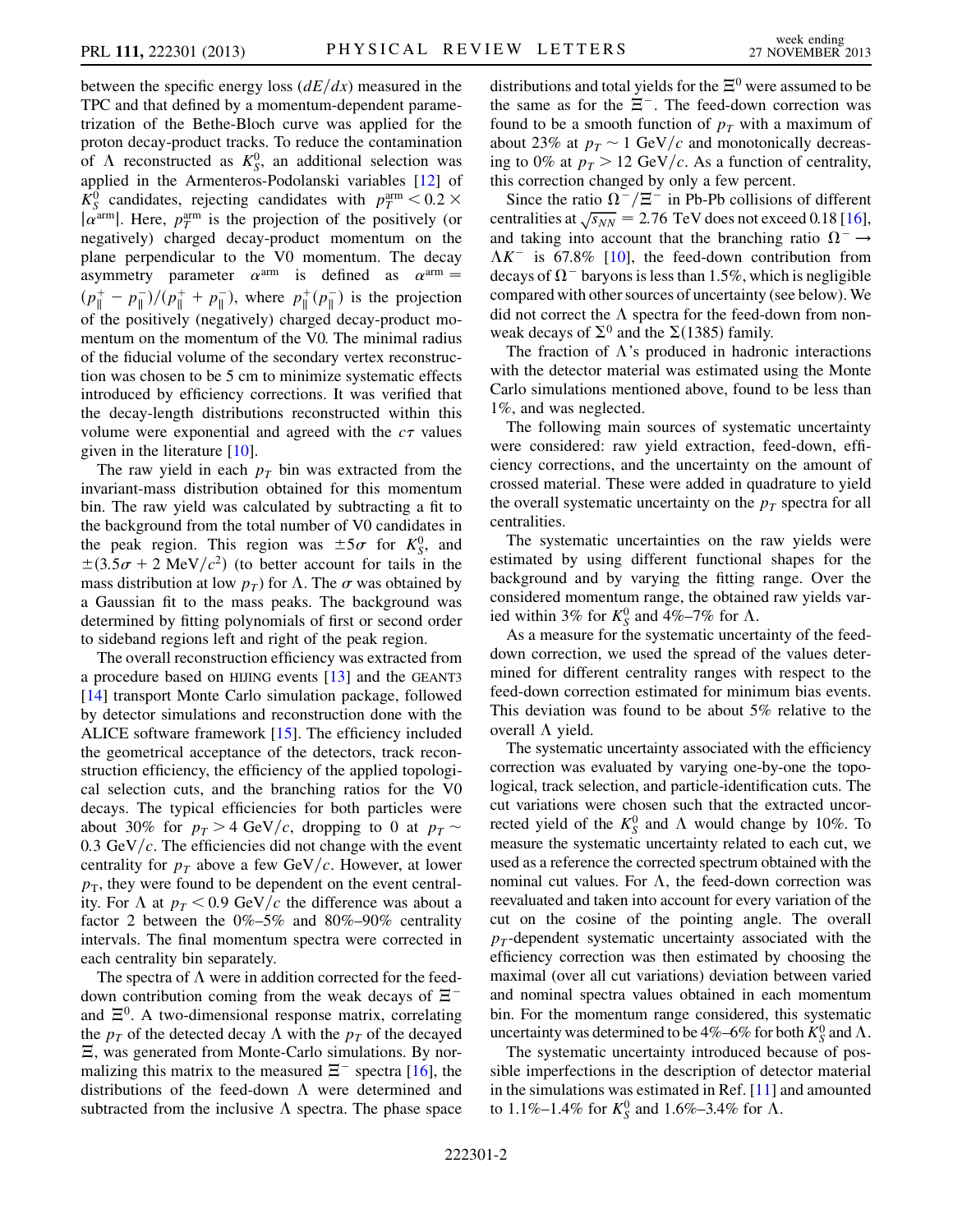between the specific energy loss ($dE/dx$) measured in the TPC and that defined by a momentum-dependent parametrization of the Bethe-Bloch curve was applied for the proton decay-product tracks. To reduce the contamination of $\Lambda$ reconstructed as $K_S^0$, an additional selection was applied in the Armenteros-Podolanski variables [12] of $K_S^0$ candidates, rejecting candidates with $p_T^{\rm arm} < 0.2 \times |\alpha^{\rm arm}|$. Here, $p_T^{\rm arm}$ is the projection of the positively (or negatively) charged decay-product momentum on the plane perpendicular to the V0 momentum. The decay asymmetry parameter $\alpha^{\rm arm}$ is defined as $\alpha^{\rm arm} = (p_\parallel^+ - p_\parallel^-)/(p_\parallel^+ + p_\parallel^-)$, where $p_\parallel^+(p_\parallel^-)$ is the projection of the positively (negatively) charged decay-product momentum on the momentum of the V0. The minimal radius of the fiducial volume of the secondary vertex reconstruction was chosen to be 5 cm to minimize systematic effects introduced by efficiency corrections. It was verified that the decay-length distributions reconstructed within this volume were exponential and agreed with the $c\tau$ values given in the literature [10].

The raw yield in each $p_T$ bin was extracted from the invariant-mass distribution obtained for this momentum bin. The raw yield was calculated by subtracting a fit to the background from the total number of V0 candidates in the peak region. This region was $\pm 5\sigma$ for $K_S^0$, and $\pm(3.5\sigma + 2\ {\rm MeV}/c^2)$ (to better account for tails in the mass distribution at low $p_T$) for $\Lambda$. The $\sigma$ was obtained by a Gaussian fit to the mass peaks. The background was determined by fitting polynomials of first or second order to sideband regions left and right of the peak region.

The overall reconstruction efficiency was extracted from a procedure based on HIJING events [13] and the GEANT3 [14] transport Monte Carlo simulation package, followed by detector simulations and reconstruction done with the ALICE software framework [15]. The efficiency included the geometrical acceptance of the detectors, track reconstruction efficiency, the efficiency of the applied topological selection cuts, and the branching ratios for the V0 decays. The typical efficiencies for both particles were about 30% for $p_T > 4$ GeV$/c$, dropping to 0 at $p_T \sim 0.3$ GeV$/c$. The efficiencies did not change with the event centrality for $p_T$ above a few GeV$/c$. However, at lower $p_T$, they were found to be dependent on the event centrality. For $\Lambda$ at $p_T < 0.9$ GeV$/c$ the difference was about a factor 2 between the 0%–5% and 80%–90% centrality intervals. The final momentum spectra were corrected in each centrality bin separately.

The spectra of $\Lambda$ were in addition corrected for the feed-down contribution coming from the weak decays of $\Xi^-$ and $\Xi^0$. A two-dimensional response matrix, correlating the $p_T$ of the detected decay $\Lambda$ with the $p_T$ of the decayed $\Xi$, was generated from Monte-Carlo simulations. By normalizing this matrix to the measured $\Xi^-$ spectra [16], the distributions of the feed-down $\Lambda$ were determined and subtracted from the inclusive $\Lambda$ spectra. The phase space distributions and total yields for the $\Xi^0$ were assumed to be the same as for the $\Xi^-$. The feed-down correction was found to be a smooth function of $p_T$ with a maximum of about 23% at $p_T \sim 1$ GeV$/c$ and monotonically decreasing to 0% at $p_T > 12$ GeV$/c$. As a function of centrality, this correction changed by only a few percent.

Since the ratio $\Omega^-/\Xi^-$ in Pb-Pb collisions of different centralities at $\sqrt{s_{NN}} = 2.76$ TeV does not exceed 0.18 [16], and taking into account that the branching ratio $\Omega^- \rightarrow \Lambda K^-$ is 67.8% [10], the feed-down contribution from decays of $\Omega^-$ baryons is less than 1.5%, which is negligible compared with other sources of uncertainty (see below). We did not correct the $\Lambda$ spectra for the feed-down from nonweak decays of $\Sigma^0$ and the $\Sigma(1385)$ family.

The fraction of $\Lambda$'s produced in hadronic interactions with the detector material was estimated using the Monte Carlo simulations mentioned above, found to be less than 1%, and was neglected.

The following main sources of systematic uncertainty were considered: raw yield extraction, feed-down, efficiency corrections, and the uncertainty on the amount of crossed material. These were added in quadrature to yield the overall systematic uncertainty on the $p_T$ spectra for all centralities.

The systematic uncertainties on the raw yields were estimated by using different functional shapes for the background and by varying the fitting range. Over the considered momentum range, the obtained raw yields varied within 3% for $K_S^0$ and 4%–7% for $\Lambda$.

As a measure for the systematic uncertainty of the feed-down correction, we used the spread of the values determined for different centrality ranges with respect to the feed-down correction estimated for minimum bias events. This deviation was found to be about 5% relative to the overall $\Lambda$ yield.

The systematic uncertainty associated with the efficiency correction was evaluated by varying one-by-one the topological, track selection, and particle-identification cuts. The cut variations were chosen such that the extracted uncorrected yield of the $K_S^0$ and $\Lambda$ would change by 10%. To measure the systematic uncertainty related to each cut, we used as a reference the corrected spectrum obtained with the nominal cut values. For $\Lambda$, the feed-down correction was reevaluated and taken into account for every variation of the cut on the cosine of the pointing angle. The overall $p_T$-dependent systematic uncertainty associated with the efficiency correction was then estimated by choosing the maximal (over all cut variations) deviation between varied and nominal spectra values obtained in each momentum bin. For the momentum range considered, this systematic uncertainty was determined to be 4%–6% for both $K_S^0$ and $\Lambda$.

The systematic uncertainty introduced because of possible imperfections in the description of detector material in the simulations was estimated in Ref. [11] and amounted to 1.1%–1.4% for $K_S^0$ and 1.6%–3.4% for $\Lambda$.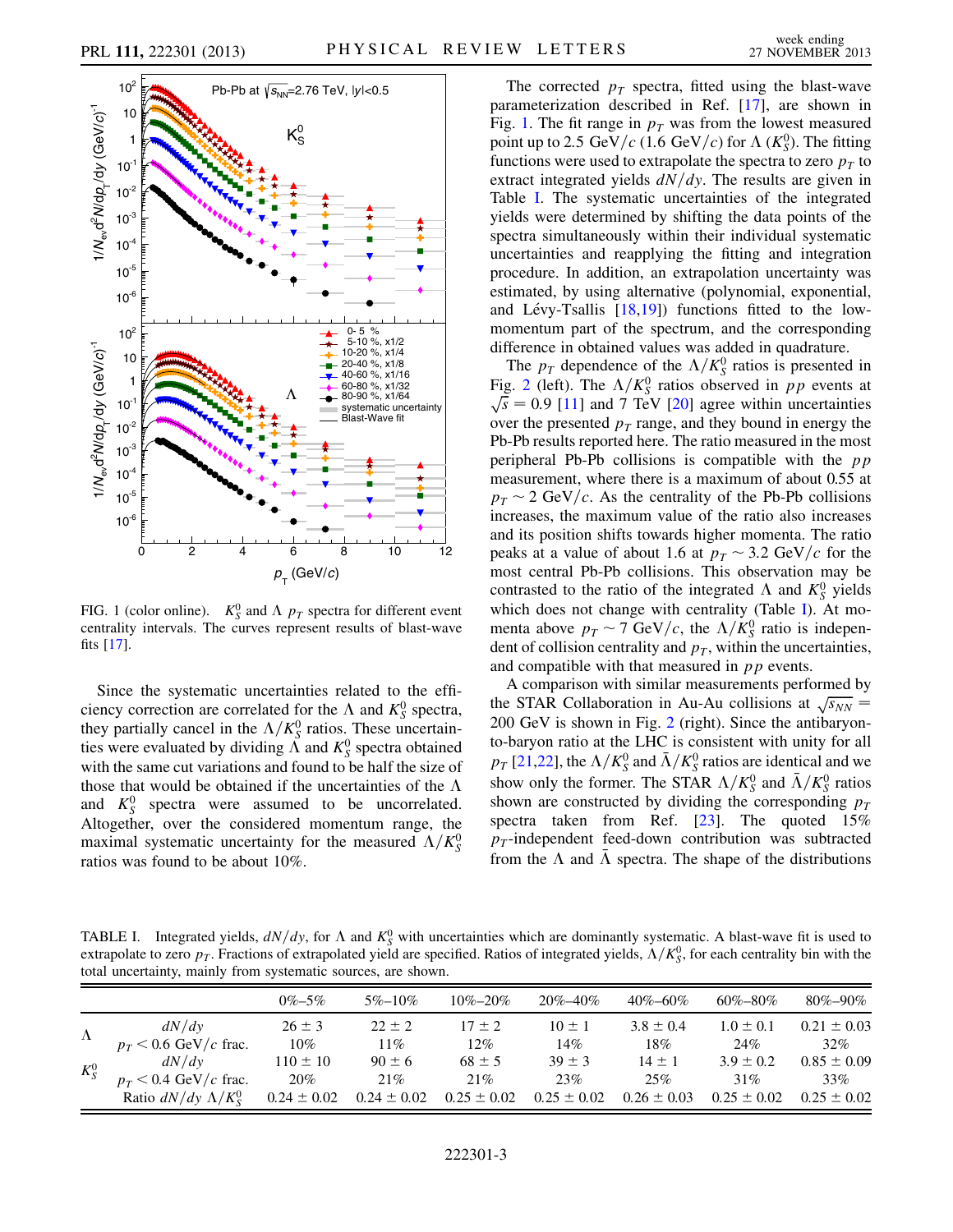FIG. 1 (color online). $K_S^0$ and $\Lambda$ $p_T$ spectra for different event centrality intervals. The curves represent results of blast-wave fits [17].

Since the systematic uncertainties related to the efficiency correction are correlated for the $\Lambda$ and $K_S^0$ spectra, they partially cancel in the $\Lambda/K_S^0$ ratios. These uncertainties were evaluated by dividing $\Lambda$ and $K_S^0$ spectra obtained with the same cut variations and found to be half the size of those that would be obtained if the uncertainties of the $\Lambda$ and $K_S^0$ spectra were assumed to be uncorrelated. Altogether, over the considered momentum range, the maximal systematic uncertainty for the measured $\Lambda/K_S^0$ ratios was found to be about 10%.

The corrected $p_T$ spectra, fitted using the blast-wave parameterization described in Ref. [17], are shown in Fig. 1. The fit range in $p_T$ was from the lowest measured point up to 2.5 GeV/$c$ (1.6 GeV/$c$) for $\Lambda$ ($K_S^0$). The fitting functions were used to extrapolate the spectra to zero $p_T$ to extract integrated yields $dN/dy$. The results are given in Table I. The systematic uncertainties of the integrated yields were determined by shifting the data points of the spectra simultaneously within their individual systematic uncertainties and reapplying the fitting and integration procedure. In addition, an extrapolation uncertainty was estimated, by using alternative (polynomial, exponential, and Lévy-Tsallis [18,19]) functions fitted to the low-momentum part of the spectrum, and the corresponding difference in obtained values was added in quadrature.

The $p_T$ dependence of the $\Lambda/K_S^0$ ratios is presented in Fig. 2 (left). The $\Lambda/K_S^0$ ratios observed in $pp$ events at $\sqrt{s} = 0.9$ [11] and 7 TeV [20] agree within uncertainties over the presented $p_T$ range, and they bound in energy the Pb-Pb results reported here. The ratio measured in the most peripheral Pb-Pb collisions is compatible with the $pp$ measurement, where there is a maximum of about 0.55 at $p_T \sim 2$ GeV/$c$. As the centrality of the Pb-Pb collisions increases, the maximum value of the ratio also increases and its position shifts towards higher momenta. The ratio peaks at a value of about 1.6 at $p_T \sim 3.2$ GeV/$c$ for the most central Pb-Pb collisions. This observation may be contrasted to the ratio of the integrated $\Lambda$ and $K_S^0$ yields which does not change with centrality (Table I). At momenta above $p_T \sim 7$ GeV/$c$, the $\Lambda/K_S^0$ ratio is independent of collision centrality and $p_T$, within the uncertainties, and compatible with that measured in $pp$ events.

A comparison with similar measurements performed by the STAR Collaboration in Au-Au collisions at $\sqrt{s_{NN}} = 200$ GeV is shown in Fig. 2 (right). Since the antibaryon-to-baryon ratio at the LHC is consistent with unity for all $p_T$ [21,22], the $\Lambda/K_S^0$ and $\bar{\Lambda}/K_S^0$ ratios are identical and we show only the former. The STAR $\Lambda/K_S^0$ and $\bar{\Lambda}/K_S^0$ ratios shown are constructed by dividing the corresponding $p_T$ spectra taken from Ref. [23]. The quoted 15% $p_T$-independent feed-down contribution was subtracted from the $\Lambda$ and $\bar{\Lambda}$ spectra. The shape of the distributions

TABLE I. Integrated yields, $dN/dy$, for $\Lambda$ and $K_S^0$ with uncertainties which are dominantly systematic. A blast-wave fit is used to extrapolate to zero $p_T$. Fractions of extrapolated yield are specified. Ratios of integrated yields, $\Lambda/K_S^0$, for each centrality bin with the total uncertainty, mainly from systematic sources, are shown.

| | | 0%–5% | 5%–10% | 10%–20% | 20%–40% | 40%–60% | 60%–80% | 80%–90% |
|---|---|---|---|---|---|---|---|---|
| $\Lambda$ | $dN/dy$ | $26 \pm 3$ | $22 \pm 2$ | $17 \pm 2$ | $10 \pm 1$ | $3.8 \pm 0.4$ | $1.0 \pm 0.1$ | $0.21 \pm 0.03$ |
| | $p_T < 0.6$ GeV/$c$ frac. | 10% | 11% | 12% | 14% | 18% | 24% | 32% |
| $K_S^0$ | $dN/dy$ | $110 \pm 10$ | $90 \pm 6$ | $68 \pm 5$ | $39 \pm 3$ | $14 \pm 1$ | $3.9 \pm 0.2$ | $0.85 \pm 0.09$ |
| | $p_T < 0.4$ GeV/$c$ frac. | 20% | 21% | 21% | 23% | 25% | 31% | 33% |
| | Ratio $dN/dy$ $\Lambda/K_S^0$ | $0.24 \pm 0.02$ | $0.24 \pm 0.02$ | $0.25 \pm 0.02$ | $0.25 \pm 0.02$ | $0.26 \pm 0.03$ | $0.25 \pm 0.02$ | $0.25 \pm 0.02$ |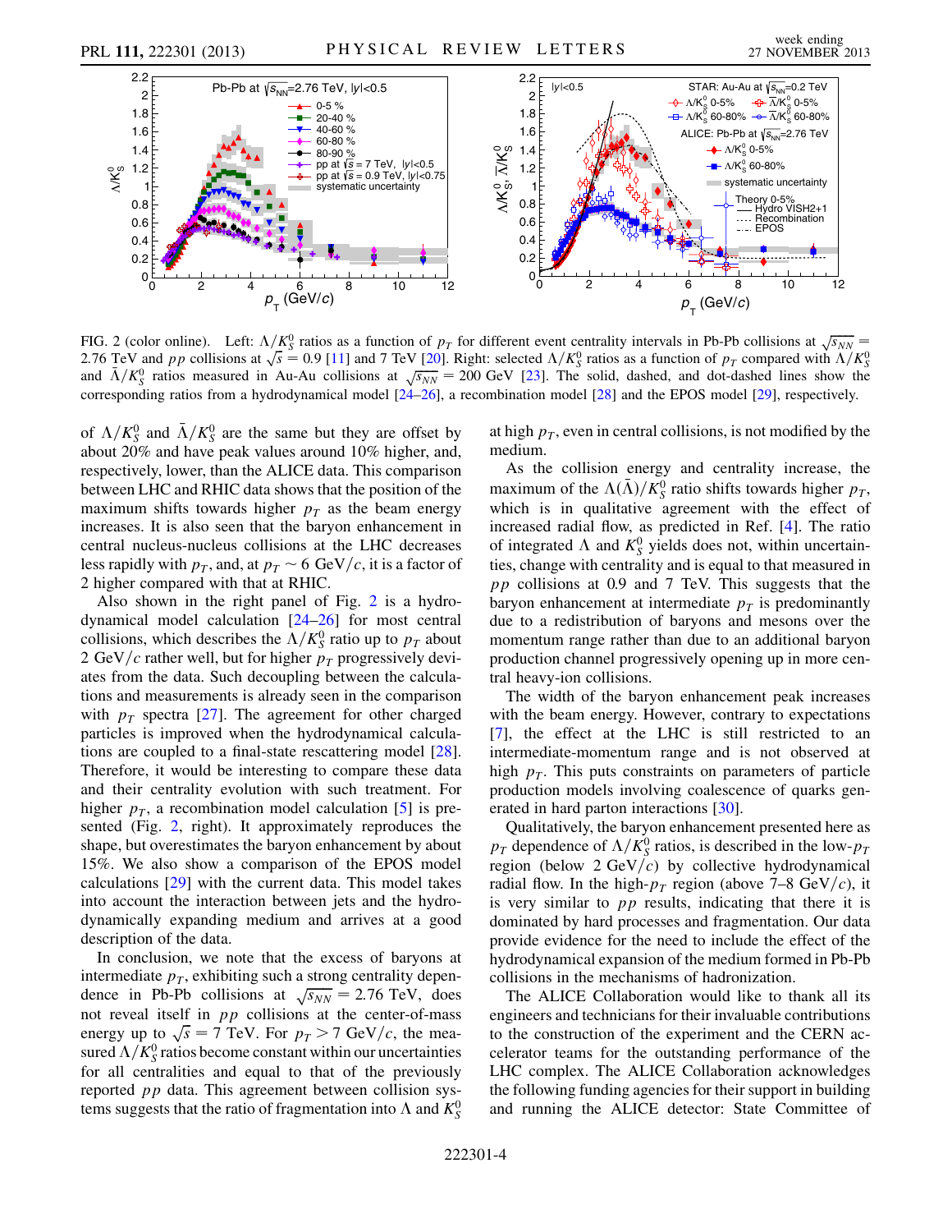FIG. 2 (color online). Left: $\Lambda/K_S^0$ ratios as a function of $p_T$ for different event centrality intervals in Pb-Pb collisions at $\sqrt{s_{NN}} = 2.76$ TeV and $pp$ collisions at $\sqrt{s} = 0.9$ [11] and 7 TeV [20]. Right: selected $\Lambda/K_S^0$ ratios as a function of $p_T$ compared with $\Lambda/K_S^0$ and $\bar{\Lambda}/K_S^0$ ratios measured in Au-Au collisions at $\sqrt{s_{NN}} = 200$ GeV [23]. The solid, dashed, and dot-dashed lines show the corresponding ratios from a hydrodynamical model [24–26], a recombination model [28] and the EPOS model [29], respectively.

of $\Lambda/K_S^0$ and $\bar{\Lambda}/K_S^0$ are the same but they are offset by about 20% and have peak values around 10% higher, and, respectively, lower, than the ALICE data. This comparison between LHC and RHIC data shows that the position of the maximum shifts towards higher $p_T$ as the beam energy increases. It is also seen that the baryon enhancement in central nucleus-nucleus collisions at the LHC decreases less rapidly with $p_T$, and, at $p_T \sim 6$ GeV/$c$, it is a factor of 2 higher compared with that at RHIC.

Also shown in the right panel of Fig. 2 is a hydrodynamical model calculation [24–26] for most central collisions, which describes the $\Lambda/K_S^0$ ratio up to $p_T$ about 2 GeV/$c$ rather well, but for higher $p_T$ progressively deviates from the data. Such decoupling between the calculations and measurements is already seen in the comparison with $p_T$ spectra [27]. The agreement for other charged particles is improved when the hydrodynamical calculations are coupled to a final-state rescattering model [28]. Therefore, it would be interesting to compare these data and their centrality evolution with such treatment. For higher $p_T$, a recombination model calculation [5] is presented (Fig. 2, right). It approximately reproduces the shape, but overestimates the baryon enhancement by about 15%. We also show a comparison of the EPOS model calculations [29] with the current data. This model takes into account the interaction between jets and the hydrodynamically expanding medium and arrives at a good description of the data.

In conclusion, we note that the excess of baryons at intermediate $p_T$, exhibiting such a strong centrality dependence in Pb-Pb collisions at $\sqrt{s_{NN}} = 2.76$ TeV, does not reveal itself in $pp$ collisions at the center-of-mass energy up to $\sqrt{s} = 7$ TeV. For $p_T > 7$ GeV/$c$, the measured $\Lambda/K_S^0$ ratios become constant within our uncertainties for all centralities and equal to that of the previously reported $pp$ data. This agreement between collision systems suggests that the ratio of fragmentation into $\Lambda$ and $K_S^0$ at high $p_T$, even in central collisions, is not modified by the medium.

As the collision energy and centrality increase, the maximum of the $\Lambda(\bar{\Lambda})/K_S^0$ ratio shifts towards higher $p_T$, which is in qualitative agreement with the effect of increased radial flow, as predicted in Ref. [4]. The ratio of integrated $\Lambda$ and $K_S^0$ yields does not, within uncertainties, change with centrality and is equal to that measured in $pp$ collisions at 0.9 and 7 TeV. This suggests that the baryon enhancement at intermediate $p_T$ is predominantly due to a redistribution of baryons and mesons over the momentum range rather than due to an additional baryon production channel progressively opening up in more central heavy-ion collisions.

The width of the baryon enhancement peak increases with the beam energy. However, contrary to expectations [7], the effect at the LHC is still restricted to an intermediate-momentum range and is not observed at high $p_T$. This puts constraints on parameters of particle production models involving coalescence of quarks generated in hard parton interactions [30].

Qualitatively, the baryon enhancement presented here as $p_T$ dependence of $\Lambda/K_S^0$ ratios, is described in the low-$p_T$ region (below 2 GeV/$c$) by collective hydrodynamical radial flow. In the high-$p_T$ region (above 7–8 GeV/$c$), it is very similar to $pp$ results, indicating that there it is dominated by hard processes and fragmentation. Our data provide evidence for the need to include the effect of the hydrodynamical expansion of the medium formed in Pb-Pb collisions in the mechanisms of hadronization.

The ALICE Collaboration would like to thank all its engineers and technicians for their invaluable contributions to the construction of the experiment and the CERN accelerator teams for the outstanding performance of the LHC complex. The ALICE Collaboration acknowledges the following funding agencies for their support in building and running the ALICE detector: State Committee of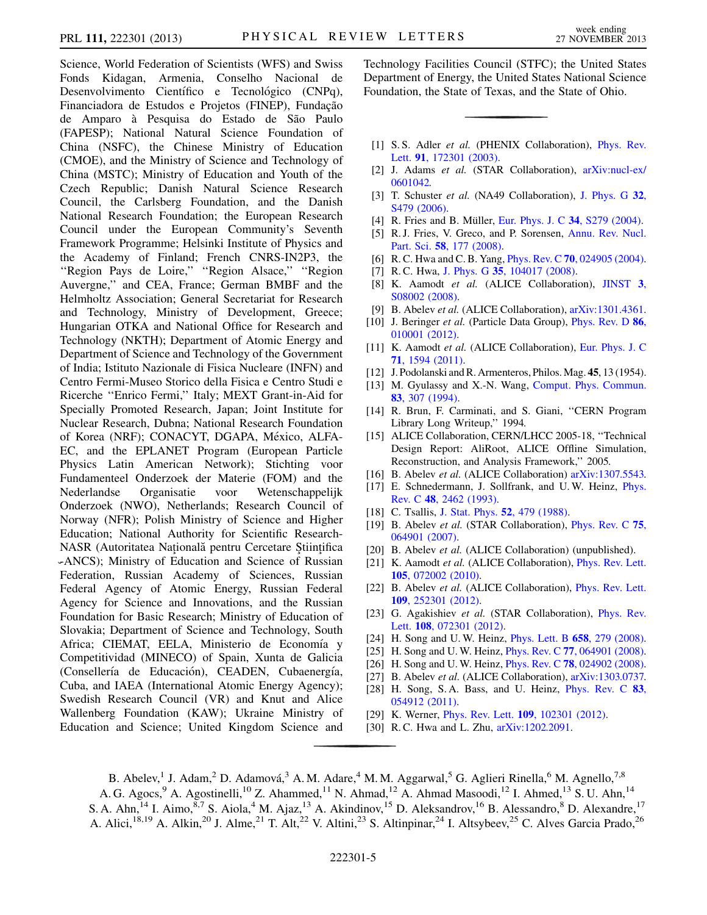Science, World Federation of Scientists (WFS) and Swiss Fonds Kidagan, Armenia, Conselho Nacional de Desenvolvimento Científico e Tecnológico (CNPq), Financiadora de Estudos e Projetos (FINEP), Fundação de Amparo à Pesquisa do Estado de São Paulo (FAPESP); National Natural Science Foundation of China (NSFC), the Chinese Ministry of Education (CMOE), and the Ministry of Science and Technology of China (MSTC); Ministry of Education and Youth of the Czech Republic; Danish Natural Science Research Council, the Carlsberg Foundation, and the Danish National Research Foundation; the European Research Council under the European Community's Seventh Framework Programme; Helsinki Institute of Physics and the Academy of Finland; French CNRS-IN2P3, the "Region Pays de Loire," "Region Alsace," "Region Auvergne," and CEA, France; German BMBF and the Helmholtz Association; General Secretariat for Research and Technology, Ministry of Development, Greece; Hungarian OTKA and National Office for Research and Technology (NKTH); Department of Atomic Energy and Department of Science and Technology of the Government of India; Istituto Nazionale di Fisica Nucleare (INFN) and Centro Fermi-Museo Storico della Fisica e Centro Studi e Ricerche "Enrico Fermi," Italy; MEXT Grant-in-Aid for Specially Promoted Research, Japan; Joint Institute for Nuclear Research, Dubna; National Research Foundation of Korea (NRF); CONACYT, DGAPA, México, ALFA-EC, and the EPLANET Program (European Particle Physics Latin American Network); Stichting voor Fundamenteel Onderzoek der Materie (FOM) and the Nederlandse Organisatie voor Wetenschappelijk Onderzoek (NWO), Netherlands; Research Council of Norway (NFR); Polish Ministry of Science and Higher Education; National Authority for Scientific Research-NASR (Autoritatea Naţională pentru Cercetare Ştiinţifica-ANCS); Ministry of Education and Science of Russian Federation, Russian Academy of Sciences, Russian Federal Agency of Atomic Energy, Russian Federal Agency for Science and Innovations, and the Russian Foundation for Basic Research; Ministry of Education of Slovakia; Department of Science and Technology, South Africa; CIEMAT, EELA, Ministerio de Economía y Competitividad (MINECO) of Spain, Xunta de Galicia (Consellería de Educación), CEADEN, Cubaenergía, Cuba, and IAEA (International Atomic Energy Agency); Swedish Research Council (VR) and Knut and Alice Wallenberg Foundation (KAW); Ukraine Ministry of Education and Science; United Kingdom Science and Technology Facilities Council (STFC); the United States Department of Energy, the United States National Science Foundation, the State of Texas, and the State of Ohio.

---

[1] S. S. Adler *et al.* (PHENIX Collaboration), Phys. Rev. Lett. **91**, 172301 (2003).
[2] J. Adams *et al.* (STAR Collaboration), arXiv:nucl-ex/0601042.
[3] T. Schuster *et al.* (NA49 Collaboration), J. Phys. G **32**, S479 (2006).
[4] R. Fries and B. Müller, Eur. Phys. J. C **34**, S279 (2004).
[5] R. J. Fries, V. Greco, and P. Sorensen, Annu. Rev. Nucl. Part. Sci. **58**, 177 (2008).
[6] R. C. Hwa and C. B. Yang, Phys. Rev. C **70**, 024905 (2004).
[7] R. C. Hwa, J. Phys. G **35**, 104017 (2008).
[8] K. Aamodt *et al.* (ALICE Collaboration), JINST **3**, S08002 (2008).
[9] B. Abelev *et al.* (ALICE Collaboration), arXiv:1301.4361.
[10] J. Beringer *et al.* (Particle Data Group), Phys. Rev. D **86**, 010001 (2012).
[11] K. Aamodt *et al.* (ALICE Collaboration), Eur. Phys. J. C **71**, 1594 (2011).
[12] J. Podolanski and R. Armenteros, Philos. Mag. **45**, 13 (1954).
[13] M. Gyulassy and X.-N. Wang, Comput. Phys. Commun. **83**, 307 (1994).
[14] R. Brun, F. Carminati, and S. Giani, "CERN Program Library Long Writeup," 1994.
[15] ALICE Collaboration, CERN/LHCC 2005-18, "Technical Design Report: AliRoot, ALICE Offline Simulation, Reconstruction, and Analysis Framework," 2005.
[16] B. Abelev *et al.* (ALICE Collaboration) arXiv:1307.5543.
[17] E. Schnedermann, J. Sollfrank, and U. W. Heinz, Phys. Rev. C **48**, 2462 (1993).
[18] C. Tsallis, J. Stat. Phys. **52**, 479 (1988).
[19] B. Abelev *et al.* (STAR Collaboration), Phys. Rev. C **75**, 064901 (2007).
[20] B. Abelev *et al.* (ALICE Collaboration) (unpublished).
[21] K. Aamodt *et al.* (ALICE Collaboration), Phys. Rev. Lett. **105**, 072002 (2010).
[22] B. Abelev *et al.* (ALICE Collaboration), Phys. Rev. Lett. **109**, 252301 (2012).
[23] G. Agakishiev *et al.* (STAR Collaboration), Phys. Rev. Lett. **108**, 072301 (2012).
[24] H. Song and U. W. Heinz, Phys. Lett. B **658**, 279 (2008).
[25] H. Song and U. W. Heinz, Phys. Rev. C **77**, 064901 (2008).
[26] H. Song and U. W. Heinz, Phys. Rev. C **78**, 024902 (2008).
[27] B. Abelev *et al.* (ALICE Collaboration), arXiv:1303.0737.
[28] H. Song, S. A. Bass, and U. Heinz, Phys. Rev. C **83**, 054912 (2011).
[29] K. Werner, Phys. Rev. Lett. **109**, 102301 (2012).
[30] R. C. Hwa and L. Zhu, arXiv:1202.2091.

---

B. Abelev,[1] J. Adam,[2] D. Adamová,[3] A. M. Adare,[4] M. M. Aggarwal,[5] G. Aglieri Rinella,[6] M. Agnello,[7,8] A. G. Agocs,[9] A. Agostinelli,[10] Z. Ahammed,[11] N. Ahmad,[12] A. Ahmad Masoodi,[12] I. Ahmed,[13] S. U. Ahn,[14] S. A. Ahn,[14] I. Aimo,[8,7] S. Aiola,[4] M. Ajaz,[13] A. Akindinov,[15] D. Aleksandrov,[16] B. Alessandro,[8] D. Alexandre,[17] A. Alici,[18,19] A. Alkin,[20] J. Alme,[21] T. Alt,[22] V. Altini,[23] S. Altinpinar,[24] I. Altsybeev,[25] C. Alves Garcia Prado,[26]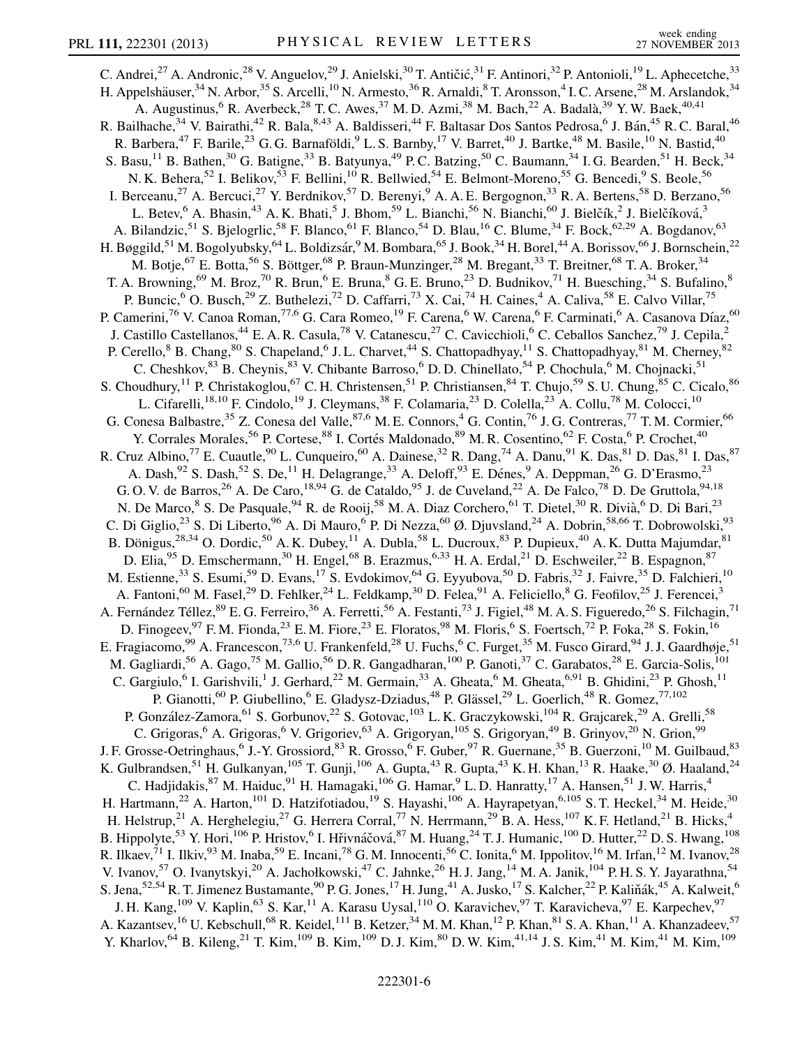C. Andrei,[27] A. Andronic,[28] V. Anguelov,[29] J. Anielski,[30] T. Antičić,[31] F. Antinori,[32] P. Antonioli,[19] L. Aphecetche,[33] H. Appelshäuser,[34] N. Arbor,[35] S. Arcelli,[10] N. Armesto,[36] R. Arnaldi,[8] T. Aronsson,[4] I. C. Arsene,[28] M. Arslandok,[34] A. Augustinus,[6] R. Averbeck,[28] T. C. Awes,[37] M. D. Azmi,[38] M. Bach,[22] A. Badalà,[39] Y. W. Baek,[40,41] R. Bailhache,[34] V. Bairathi,[42] R. Bala,[8,43] A. Baldisseri,[44] F. Baltasar Dos Santos Pedrosa,[6] J. Bán,[45] R. C. Baral,[46] R. Barbera,[47] F. Barile,[23] G. G. Barnaföldi,[9] L. S. Barnby,[17] V. Barret,[40] J. Bartke,[48] M. Basile,[10] N. Bastid,[40] S. Basu,[11] B. Bathen,[30] G. Batigne,[33] B. Batyunya,[49] P. C. Batzing,[50] C. Baumann,[34] I. G. Bearden,[51] H. Beck,[34] N. K. Behera,[52] I. Belikov,[53] F. Bellini,[10] R. Bellwied,[54] E. Belmont-Moreno,[55] G. Bencedi,[9] S. Beole,[56] I. Berceanu,[27] A. Bercuci,[27] Y. Berdnikov,[57] D. Berenyi,[9] A. A. E. Bergognon,[33] R. A. Bertens,[58] D. Berzano,[56] L. Betev,[6] A. Bhasin,[43] A. K. Bhati,[5] J. Bhom,[59] L. Bianchi,[56] N. Bianchi,[60] J. Bielčík,[2] J. Bielčíková,[3] A. Bilandzic,[51] S. Bjelogrlic,[58] F. Blanco,[61] F. Blanco,[54] D. Blau,[16] C. Blume,[34] F. Bock,[62,29] A. Bogdanov,[63] H. Bøggild,[51] M. Bogolyubsky,[64] L. Boldizsár,[9] M. Bombara,[65] J. Book,[34] H. Borel,[44] A. Borissov,[66] J. Bornschein,[22] M. Botje,[67] E. Botta,[56] S. Böttger,[68] P. Braun-Munzinger,[28] M. Bregant,[33] T. Breitner,[68] T. A. Broker,[34] T. A. Browning,[69] M. Broz,[70] R. Brun,[6] E. Bruna,[8] G. E. Bruno,[23] D. Budnikov,[71] H. Buesching,[34] S. Bufalino,[8] P. Buncic,[6] O. Busch,[29] Z. Buthelezi,[72] D. Caffarri,[73] X. Cai,[74] H. Caines,[4] A. Caliva,[58] E. Calvo Villar,[75] P. Camerini,[76] V. Canoa Roman,[77,6] G. Cara Romeo,[19] F. Carena,[6] W. Carena,[6] F. Carminati,[6] A. Casanova Díaz,[60] J. Castillo Castellanos,[44] E. A. R. Casula,[78] V. Catanescu,[27] C. Cavicchioli,[6] C. Ceballos Sanchez,[79] J. Cepila,[2] P. Cerello,[8] B. Chang,[80] S. Chapeland,[6] J. L. Charvet,[44] S. Chattopadhyay,[11] S. Chattopadhyay,[81] M. Cherney,[82] C. Cheshkov,[83] B. Cheynis,[83] V. Chibante Barroso,[6] D. D. Chinellato,[54] P. Chochula,[6] M. Chojnacki,[51] S. Choudhury,[11] P. Christakoglou,[67] C. H. Christensen,[51] P. Christiansen,[84] T. Chujo,[59] S. U. Chung,[85] C. Cicalo,[86] L. Cifarelli,[18,10] F. Cindolo,[19] J. Cleymans,[38] F. Colamaria,[23] D. Colella,[23] A. Collu,[78] M. Colocci,[10] G. Conesa Balbastre,[35] Z. Conesa del Valle,[87,6] M. E. Connors,[4] G. Contin,[76] J. G. Contreras,[77] T. M. Cormier,[66] Y. Corrales Morales,[56] P. Cortese,[88] I. Cortés Maldonado,[89] M. R. Cosentino,[62] F. Costa,[6] P. Crochet,[40] R. Cruz Albino,[77] E. Cuautle,[90] L. Cunqueiro,[60] A. Dainese,[32] R. Dang,[74] A. Danu,[91] K. Das,[81] D. Das,[81] I. Das,[87] A. Dash,[92] S. Dash,[52] S. De,[11] H. Delagrange,[33] A. Deloff,[93] E. Dénes,[9] A. Deppman,[26] G. D'Erasmo,[23] G. O. V. de Barros,[26] A. De Caro,[18,94] G. de Cataldo,[95] J. de Cuveland,[22] A. De Falco,[78] D. De Gruttola,[94,18] N. De Marco,[8] S. De Pasquale,[94] R. de Rooij,[58] M. A. Diaz Corchero,[61] T. Dietel,[30] R. Divià,[6] D. Di Bari,[23] C. Di Giglio,[23] S. Di Liberto,[96] A. Di Mauro,[6] P. Di Nezza,[60] Ø. Djuvsland,[24] A. Dobrin,[58,66] T. Dobrowolski,[93] B. Dönigus,[28,34] O. Dordic,[50] A. K. Dubey,[11] A. Dubla,[58] L. Ducroux,[83] P. Dupieux,[40] A. K. Dutta Majumdar,[81] D. Elia,[95] D. Emschermann,[30] H. Engel,[68] B. Erazmus,[6,33] H. A. Erdal,[21] D. Eschweiler,[22] B. Espagnon,[87] M. Estienne,[33] S. Esumi,[59] D. Evans,[17] S. Evdokimov,[64] G. Eyyubova,[50] D. Fabris,[32] J. Faivre,[35] D. Falchieri,[10] A. Fantoni,[60] M. Fasel,[29] D. Fehlker,[24] L. Feldkamp,[30] D. Felea,[91] A. Feliciello,[8] G. Feofilov,[25] J. Ferencei,[3] A. Fernández Téllez,[89] E. G. Ferreiro,[36] A. Ferretti,[56] A. Festanti,[73] J. Figiel,[48] M. A. S. Figueredo,[26] S. Filchagin,[71] D. Finogeev,[97] F. M. Fionda,[23] E. M. Fiore,[23] E. Floratos,[98] M. Floris,[6] S. Foertsch,[72] P. Foka,[28] S. Fokin,[16] E. Fragiacomo,[99] A. Francescon,[73,6] U. Frankenfeld,[28] U. Fuchs,[6] C. Furget,[35] M. Fusco Girard,[94] J. J. Gaardhøje,[51] M. Gagliardi,[56] A. Gago,[75] M. Gallio,[56] D. R. Gangadharan,[100] P. Ganoti,[37] C. Garabatos,[28] E. Garcia-Solis,[101] C. Gargiulo,[6] I. Garishvili,[1] J. Gerhard,[22] M. Germain,[33] A. Gheata,[6] M. Gheata,[6,91] B. Ghidini,[23] P. Ghosh,[11] P. Gianotti,[60] P. Giubellino,[6] E. Gladysz-Dziadus,[48] P. Glässel,[29] L. Goerlich,[48] R. Gomez,[77,102] P. González-Zamora,[61] S. Gorbunov,[22] S. Gotovac,[103] L. K. Graczykowski,[104] R. Grajcarek,[29] A. Grelli,[58] C. Grigoras,[6] A. Grigoras,[6] V. Grigoriev,[63] A. Grigoryan,[105] S. Grigoryan,[49] B. Grinyov,[20] N. Grion,[99] J. F. Grosse-Oetringhaus,[6] J.-Y. Grossiord,[83] R. Grosso,[6] F. Guber,[97] R. Guernane,[35] B. Guerzoni,[10] M. Guilbaud,[83] K. Gulbrandsen,[51] H. Gulkanyan,[105] T. Gunji,[106] A. Gupta,[43] R. Gupta,[43] K. H. Khan,[13] R. Haake,[30] Ø. Haaland,[24] C. Hadjidakis,[87] M. Haiduc,[91] H. Hamagaki,[106] G. Hamar,[9] L. D. Hanratty,[17] A. Hansen,[51] J. W. Harris,[4] H. Hartmann,[22] A. Harton,[101] D. Hatzifotiadou,[19] S. Hayashi,[106] A. Hayrapetyan,[6,105] S. T. Heckel,[34] M. Heide,[30] H. Helstrup,[21] A. Herghelegiu,[27] G. Herrera Corral,[77] N. Herrmann,[29] B. A. Hess,[107] K. F. Hetland,[21] B. Hicks,[4] B. Hippolyte,[53] Y. Hori,[106] P. Hristov,[6] I. Hřivnáčová,[87] M. Huang,[24] T. J. Humanic,[100] D. Hutter,[22] D. S. Hwang,[108] R. Ilkaev,[71] I. Ilkiv,[93] M. Inaba,[59] E. Incani,[78] G. M. Innocenti,[56] C. Ionita,[6] M. Ippolitov,[16] M. Irfan,[12] M. Ivanov,[28] V. Ivanov,[57] O. Ivanytskyi,[20] A. Jachołkowski,[47] C. Jahnke,[26] H. J. Jang,[14] M. A. Janik,[104] P. H. S. Y. Jayarathna,[54] S. Jena,[52,54] R. T. Jimenez Bustamante,[90] P. G. Jones,[17] H. Jung,[41] A. Jusko,[17] S. Kalcher,[22] P. Kaliňák,[45] A. Kalweit,[6] J. H. Kang,[109] V. Kaplin,[63] S. Kar,[11] A. Karasu Uysal,[110] O. Karavichev,[97] T. Karavicheva,[97] E. Karpechev,[97] A. Kazantsev,[16] U. Kebschull,[68] R. Keidel,[111] B. Ketzer,[34] M. M. Khan,[12] P. Khan,[81] S. A. Khan,[11] A. Khanzadeev,[57] Y. Kharlov,[64] B. Kileng,[21] T. Kim,[109] B. Kim,[109] D. J. Kim,[80] D. W. Kim,[41,14] J. S. Kim,[41] M. Kim,[41] M. Kim,[109]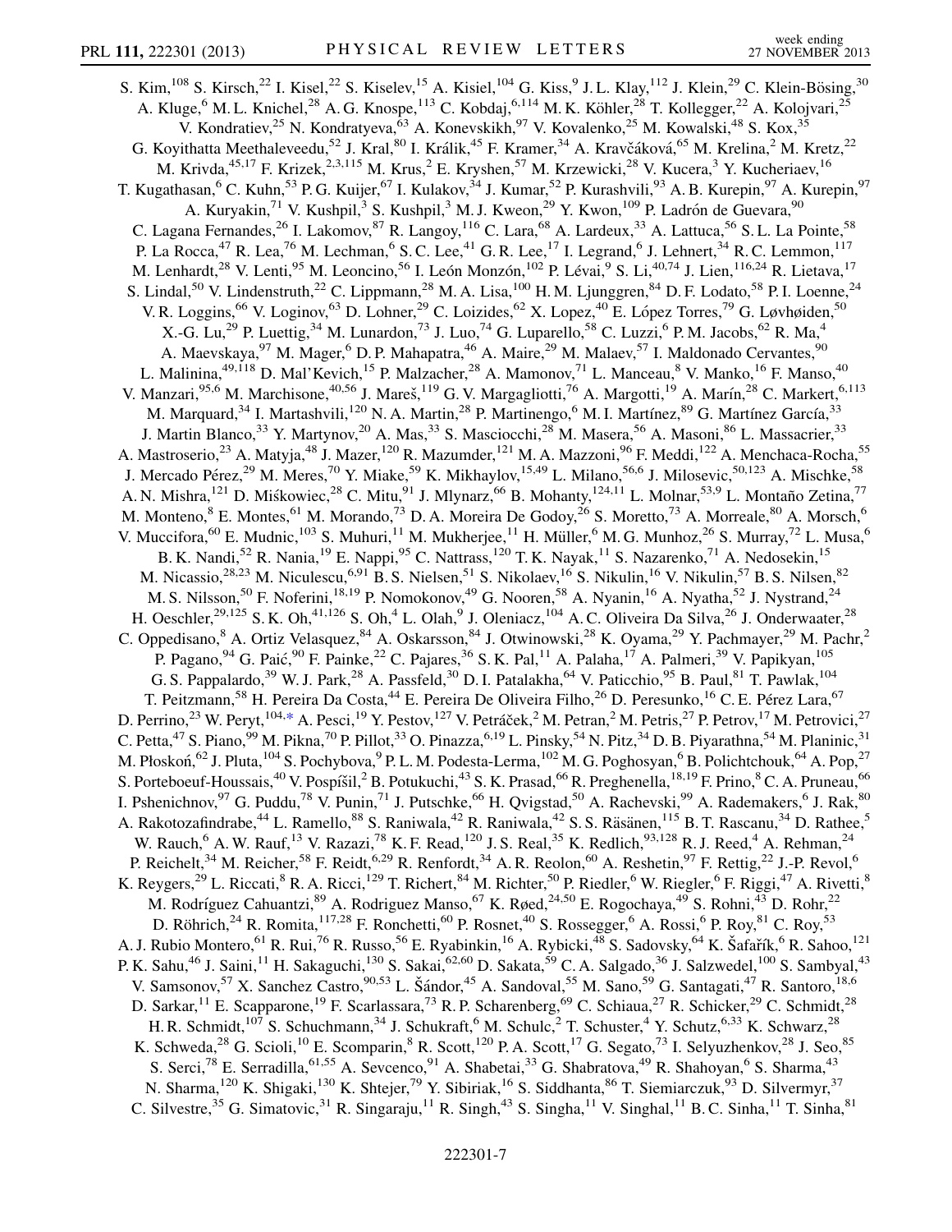S. Kim,[108] S. Kirsch,[22] I. Kisel,[22] S. Kiselev,[15] A. Kisiel,[104] G. Kiss,[9] J. L. Klay,[112] J. Klein,[29] C. Klein-Bösing,[30] A. Kluge,[6] M. L. Knichel,[28] A. G. Knospe,[113] C. Kobdaj,[6,114] M. K. Köhler,[28] T. Kollegger,[22] A. Kolojvari,[25] V. Kondratiev,[25] N. Kondratyeva,[63] A. Konevskikh,[97] V. Kovalenko,[25] M. Kowalski,[48] S. Kox,[35] G. Koyithatta Meethaleveedu,[52] J. Kral,[80] I. Králik,[45] F. Kramer,[34] A. Kravčáková,[65] M. Krelina,[2] M. Kretz,[22] M. Krivda,[45,17] F. Krizek,[2,3,115] M. Krus,[2] E. Kryshen,[57] M. Krzewicki,[28] V. Kucera,[3] Y. Kucheriaev,[16] T. Kugathasan,[6] C. Kuhn,[53] P. G. Kuijer,[67] I. Kulakov,[34] J. Kumar,[52] P. Kurashvili,[93] A. B. Kurepin,[97] A. Kurepin,[97] A. Kuryakin,[71] V. Kushpil,[3] S. Kushpil,[3] M. J. Kweon,[29] Y. Kwon,[109] P. Ladrón de Guevara,[90] C. Lagana Fernandes,[26] I. Lakomov,[87] R. Langoy,[116] C. Lara,[68] A. Lardeux,[33] A. Lattuca,[56] S. L. La Pointe,[58] P. La Rocca,[47] R. Lea,[76] M. Lechman,[6] S. C. Lee,[41] G. R. Lee,[17] I. Legrand,[6] J. Lehnert,[34] R. C. Lemmon,[117] M. Lenhardt,[28] V. Lenti,[95] M. Leoncino,[56] I. León Monzón,[102] P. Lévai,[9] S. Li,[40,74] J. Lien,[116,24] R. Lietava,[17] S. Lindal,[50] V. Lindenstruth,[22] C. Lippmann,[28] M. A. Lisa,[100] H. M. Ljunggren,[84] D. F. Lodato,[58] P. I. Loenne,[24] V. R. Loggins,[66] V. Loginov,[63] D. Lohner,[29] C. Loizides,[62] X. Lopez,[40] E. López Torres,[79] G. Løvhøiden,[50] X.-G. Lu,[29] P. Luettig,[34] M. Lunardon,[73] J. Luo,[74] G. Luparello,[58] C. Luzzi,[6] P. M. Jacobs,[62] R. Ma,[4] A. Maevskaya,[97] M. Mager,[6] D. P. Mahapatra,[46] A. Maire,[29] M. Malaev,[57] I. Maldonado Cervantes,[90] L. Malinina,[49,118] D. Mal'Kevich,[15] P. Malzacher,[28] A. Mamonov,[71] L. Manceau,[8] V. Manko,[16] F. Manso,[40] V. Manzari,[95,6] M. Marchisone,[40,56] J. Mareš,[119] G. V. Margagliotti,[76] A. Margotti,[19] A. Marín,[28] C. Markert,[6,113] M. Marquard,[34] I. Martashvili,[120] N. A. Martin,[28] P. Martinengo,[6] M. I. Martínez,[89] G. Martínez García,[33] J. Martin Blanco,[33] Y. Martynov,[20] A. Mas,[33] S. Masciocchi,[28] M. Masera,[56] A. Masoni,[86] L. Massacrier,[33] A. Mastroserio,[23] A. Matyja,[48] J. Mazer,[120] R. Mazumder,[121] M. A. Mazzoni,[96] F. Meddi,[122] A. Menchaca-Rocha,[55] J. Mercado Pérez,[29] M. Meres,[70] Y. Miake,[59] K. Mikhaylov,[15,49] L. Milano,[56,6] J. Milosevic,[50,123] A. Mischke,[58] A. N. Mishra,[121] D. Miśkowiec,[28] C. Mitu,[91] J. Mlynarz,[66] B. Mohanty,[124,11] L. Molnar,[53,9] L. Montaño Zetina,[77] M. Monteno,[8] E. Montes,[61] M. Morando,[73] D. A. Moreira De Godoy,[26] S. Moretto,[73] A. Morreale,[80] A. Morsch,[6] V. Muccifora,[60] E. Mudnic,[103] S. Muhuri,[11] M. Mukherjee,[11] H. Müller,[6] M. G. Munhoz,[26] S. Murray,[72] L. Musa,[6] B. K. Nandi,[52] R. Nania,[19] E. Nappi,[95] C. Nattrass,[120] T. K. Nayak,[11] S. Nazarenko,[71] A. Nedosekin,[15] M. Nicassio,[28,23] M. Niculescu,[6,91] B. S. Nielsen,[51] S. Nikolaev,[16] S. Nikulin,[16] V. Nikulin,[57] B. S. Nilsen,[82] M. S. Nilsson,[50] F. Noferini,[18,19] P. Nomokonov,[49] G. Nooren,[58] A. Nyanin,[16] A. Nyatha,[52] J. Nystrand,[24] H. Oeschler,[29,125] S. K. Oh,[41,126] S. Oh,[4] L. Olah,[9] J. Oleniacz,[104] A. C. Oliveira Da Silva,[26] J. Onderwaater,[28] C. Oppedisano,[8] A. Ortiz Velasquez,[84] A. Oskarsson,[84] J. Otwinowski,[28] K. Oyama,[29] Y. Pachmayer,[29] M. Pachr,[2] P. Pagano,[94] G. Paić,[90] F. Painke,[22] C. Pajares,[36] S. K. Pal,[11] A. Palaha,[17] A. Palmeri,[39] V. Papikyan,[105] G. S. Pappalardo,[39] W. J. Park,[28] A. Passfeld,[30] D. I. Patalakha,[64] V. Paticchio,[95] B. Paul,[81] T. Pawlak,[104] T. Peitzmann,[58] H. Pereira Da Costa,[44] E. Pereira De Oliveira Filho,[26] D. Peresunko,[16] C. E. Pérez Lara,[67] D. Perrino,[23] W. Peryt,[104,*] A. Pesci,[19] Y. Pestov,[127] V. Petráček,[2] M. Petran,[2] M. Petris,[27] P. Petrov,[17] M. Petrovici,[27] C. Petta,[47] S. Piano,[99] M. Pikna,[70] P. Pillot,[33] O. Pinazza,[6,19] L. Pinsky,[54] N. Pitz,[34] D. B. Piyarathna,[54] M. Planinic,[31] M. Płoskoń,[62] J. Pluta,[104] S. Pochybova,[9] P. L. M. Podesta-Lerma,[102] M. G. Poghosyan,[6] B. Polichtchouk,[64] A. Pop,[27] S. Porteboeuf-Houssais,[40] V. Pospíšil,[2] B. Potukuchi,[43] S. K. Prasad,[66] R. Preghenella,[18,19] F. Prino,[8] C. A. Pruneau,[66] I. Pshenichnov,[97] G. Puddu,[78] V. Punin,[71] J. Putschke,[66] H. Qvigstad,[50] A. Rachevski,[99] A. Rademakers,[6] J. Rak,[80] A. Rakotozafindrabe,[44] L. Ramello,[88] S. Raniwala,[42] R. Raniwala,[42] S. S. Räsänen,[115] B. T. Rascanu,[34] D. Rathee,[5] W. Rauch,[6] A. W. Rauf,[13] V. Razazi,[78] K. F. Read,[120] J. S. Real,[35] K. Redlich,[93,128] R. J. Reed,[4] A. Rehman,[24] P. Reichelt,[34] M. Reicher,[58] F. Reidt,[6,29] R. Renfordt,[34] A. R. Reolon,[60] A. Reshetin,[97] F. Rettig,[22] J.-P. Revol,[6] K. Reygers,[29] L. Riccati,[8] R. A. Ricci,[129] T. Richert,[84] M. Richter,[50] P. Riedler,[6] W. Riegler,[6] F. Riggi,[47] A. Rivetti,[8] M. Rodríguez Cahuantzi,[89] A. Rodriguez Manso,[67] K. Røed,[24,50] E. Rogochaya,[49] S. Rohni,[43] D. Rohr,[22] D. Röhrich,[24] R. Romita,[117,28] F. Ronchetti,[60] P. Rosnet,[40] S. Rossegger,[6] A. Rossi,[6] P. Roy,[81] C. Roy,[53] A. J. Rubio Montero,[61] R. Rui,[76] R. Russo,[56] E. Ryabinkin,[16] A. Rybicki,[48] S. Sadovsky,[64] K. Šafařík,[6] R. Sahoo,[121] P. K. Sahu,[46] J. Saini,[11] H. Sakaguchi,[130] S. Sakai,[62,60] D. Sakata,[59] C. A. Salgado,[36] J. Salzwedel,[100] S. Sambyal,[43] V. Samsonov,[57] X. Sanchez Castro,[90,53] L. Šándor,[45] A. Sandoval,[55] M. Sano,[59] G. Santagati,[47] R. Santoro,[18,6] D. Sarkar,[11] E. Scapparone,[19] F. Scarlassara,[73] R. P. Scharenberg,[69] C. Schiaua,[27] R. Schicker,[29] C. Schmidt,[28] H. R. Schmidt,[107] S. Schuchmann,[34] J. Schukraft,[6] M. Schulc,[2] T. Schuster,[4] Y. Schutz,[6,33] K. Schwarz,[28] K. Schweda,[28] G. Scioli,[10] E. Scomparin,[8] R. Scott,[120] P. A. Scott,[17] G. Segato,[73] I. Selyuzhenkov,[28] J. Seo,[85] S. Serci,[78] E. Serradilla,[61,55] A. Sevcenco,[91] A. Shabetai,[33] G. Shabratova,[49] R. Shahoyan,[6] S. Sharma,[43] N. Sharma,[120] K. Shigaki,[130] K. Shtejer,[79] Y. Sibiriak,[16] S. Siddhanta,[86] T. Siemiarczuk,[93] D. Silvermyr,[37] C. Silvestre,[35] G. Simatovic,[31] R. Singaraju,[11] R. Singh,[43] S. Singha,[11] V. Singhal,[11] B. C. Sinha,[11] T. Sinha,[81]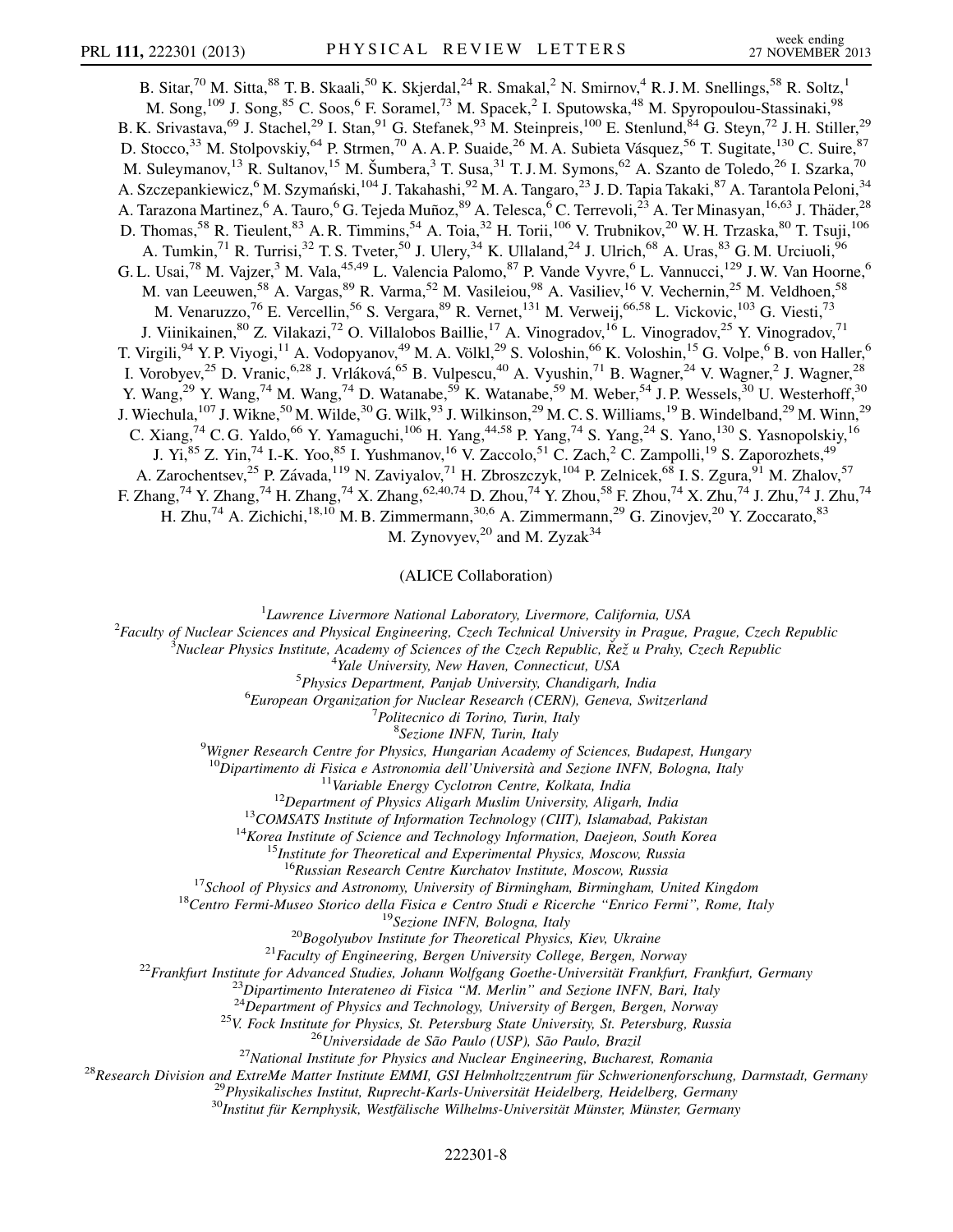B. Sitar,[70] M. Sitta,[88] T. B. Skaali,[50] K. Skjerdal,[24] R. Smakal,[2] N. Smirnov,[4] R. J. M. Snellings,[58] R. Soltz,[1] M. Song,[109] J. Song,[85] C. Soos,[6] F. Soramel,[73] M. Spacek,[2] I. Sputowska,[48] M. Spyropoulou-Stassinaki,[98] B. K. Srivastava,[69] J. Stachel,[29] I. Stan,[91] G. Stefanek,[93] M. Steinpreis,[100] E. Stenlund,[84] G. Steyn,[72] J. H. Stiller,[29] D. Stocco,[33] M. Stolpovskiy,[64] P. Strmen,[70] A. A. P. Suaide,[26] M. A. Subieta Vásquez,[56] T. Sugitate,[130] C. Suire,[87] M. Suleymanov,[13] R. Sultanov,[15] M. Šumbera,[3] T. Susa,[31] T. J. M. Symons,[62] A. Szanto de Toledo,[26] I. Szarka,[70] A. Szczepankiewicz,[6] M. Szymański,[104] J. Takahashi,[92] M. A. Tangaro,[23] J. D. Tapia Takaki,[87] A. Tarantola Peloni,[34] A. Tarazona Martinez,[6] A. Tauro,[6] G. Tejeda Muñoz,[89] A. Telesca,[6] C. Terrevoli,[23] A. Ter Minasyan,[16,63] J. Thäder,[28] D. Thomas,[58] R. Tieulent,[83] A. R. Timmins,[54] A. Toia,[32] H. Torii,[106] V. Trubnikov,[20] W. H. Trzaska,[80] T. Tsuji,[106] A. Tumkin,[71] R. Turrisi,[32] T. S. Tveter,[50] J. Ulery,[34] K. Ullaland,[24] J. Ulrich,[68] A. Uras,[83] G. M. Urciuoli,[96] G. L. Usai,[78] M. Vajzer,[3] M. Vala,[45,49] L. Valencia Palomo,[87] P. Vande Vyvre,[6] L. Vannucci,[129] J. W. Van Hoorne,[6] M. van Leeuwen,[58] A. Vargas,[89] R. Varma,[52] M. Vasileiou,[98] A. Vasiliev,[16] V. Vechernin,[25] M. Veldhoen,[58] M. Venaruzzo,[76] E. Vercellin,[56] S. Vergara,[89] R. Vernet,[131] M. Verweij,[66,58] L. Vickovic,[103] G. Viesti,[73] J. Viinikainen,[80] Z. Vilakazi,[72] O. Villalobos Baillie,[17] A. Vinogradov,[16] L. Vinogradov,[25] Y. Vinogradov,[71] T. Virgili,[94] Y. P. Viyogi,[11] A. Vodopyanov,[49] M. A. Völkl,[29] S. Voloshin,[66] K. Voloshin,[15] G. Volpe,[6] B. von Haller,[6] I. Vorobyev,[25] D. Vranic,[6,28] J. Vrláková,[65] B. Vulpescu,[40] A. Vyushin,[71] B. Wagner,[24] V. Wagner,[2] J. Wagner,[28] Y. Wang,[29] Y. Wang,[74] M. Wang,[74] D. Watanabe,[59] K. Watanabe,[59] M. Weber,[54] J. P. Wessels,[30] U. Westerhoff,[30] J. Wiechula,[107] J. Wikne,[50] M. Wilde,[30] G. Wilk,[93] J. Wilkinson,[29] M. C. S. Williams,[19] B. Windelband,[29] M. Winn,[29] C. Xiang,[74] C. G. Yaldo,[66] Y. Yamaguchi,[106] H. Yang,[44,58] P. Yang,[74] S. Yang,[24] S. Yano,[130] S. Yasnopolskiy,[16] J. Yi,[85] Z. Yin,[74] I.-K. Yoo,[85] I. Yushmanov,[16] V. Zaccolo,[51] C. Zach,[2] C. Zampolli,[19] S. Zaporozhets,[49] A. Zarochentsev,[25] P. Závada,[119] N. Zaviyalov,[71] H. Zbroszczyk,[104] P. Zelnicek,[68] I. S. Zgura,[91] M. Zhalov,[57] F. Zhang,[74] Y. Zhang,[74] H. Zhang,[74] X. Zhang,[62,40,74] D. Zhou,[74] Y. Zhou,[58] F. Zhou,[74] X. Zhu,[74] J. Zhu,[74] J. Zhu,[74] H. Zhu,[74] A. Zichichi,[18,10] M. B. Zimmermann,[30,6] A. Zimmermann,[29] G. Zinovjev,[20] Y. Zoccarato,[83] M. Zynovyev,[20] and M. Zyzak[34]

(ALICE Collaboration)

[1]*Lawrence Livermore National Laboratory, Livermore, California, USA*
[2]*Faculty of Nuclear Sciences and Physical Engineering, Czech Technical University in Prague, Prague, Czech Republic*
[3]*Nuclear Physics Institute, Academy of Sciences of the Czech Republic, Řež u Prahy, Czech Republic*
[4]*Yale University, New Haven, Connecticut, USA*
[5]*Physics Department, Panjab University, Chandigarh, India*
[6]*European Organization for Nuclear Research (CERN), Geneva, Switzerland*
[7]*Politecnico di Torino, Turin, Italy*
[8]*Sezione INFN, Turin, Italy*
[9]*Wigner Research Centre for Physics, Hungarian Academy of Sciences, Budapest, Hungary*
[10]*Dipartimento di Fisica e Astronomia dell'Università and Sezione INFN, Bologna, Italy*
[11]*Variable Energy Cyclotron Centre, Kolkata, India*
[12]*Department of Physics Aligarh Muslim University, Aligarh, India*
[13]*COMSATS Institute of Information Technology (CIIT), Islamabad, Pakistan*
[14]*Korea Institute of Science and Technology Information, Daejeon, South Korea*
[15]*Institute for Theoretical and Experimental Physics, Moscow, Russia*
[16]*Russian Research Centre Kurchatov Institute, Moscow, Russia*
[17]*School of Physics and Astronomy, University of Birmingham, Birmingham, United Kingdom*
[18]*Centro Fermi-Museo Storico della Fisica e Centro Studi e Ricerche "Enrico Fermi", Rome, Italy*
[19]*Sezione INFN, Bologna, Italy*
[20]*Bogolyubov Institute for Theoretical Physics, Kiev, Ukraine*
[21]*Faculty of Engineering, Bergen University College, Bergen, Norway*
[22]*Frankfurt Institute for Advanced Studies, Johann Wolfgang Goethe-Universität Frankfurt, Frankfurt, Germany*
[23]*Dipartimento Interateneo di Fisica "M. Merlin" and Sezione INFN, Bari, Italy*
[24]*Department of Physics and Technology, University of Bergen, Bergen, Norway*
[25]*V. Fock Institute for Physics, St. Petersburg State University, St. Petersburg, Russia*
[26]*Universidade de São Paulo (USP), São Paulo, Brazil*
[27]*National Institute for Physics and Nuclear Engineering, Bucharest, Romania*
[28]*Research Division and ExtreMe Matter Institute EMMI, GSI Helmholtzzentrum für Schwerionenforschung, Darmstadt, Germany*
[29]*Physikalisches Institut, Ruprecht-Karls-Universität Heidelberg, Heidelberg, Germany*
[30]*Institut für Kernphysik, Westfälische Wilhelms-Universität Münster, Münster, Germany*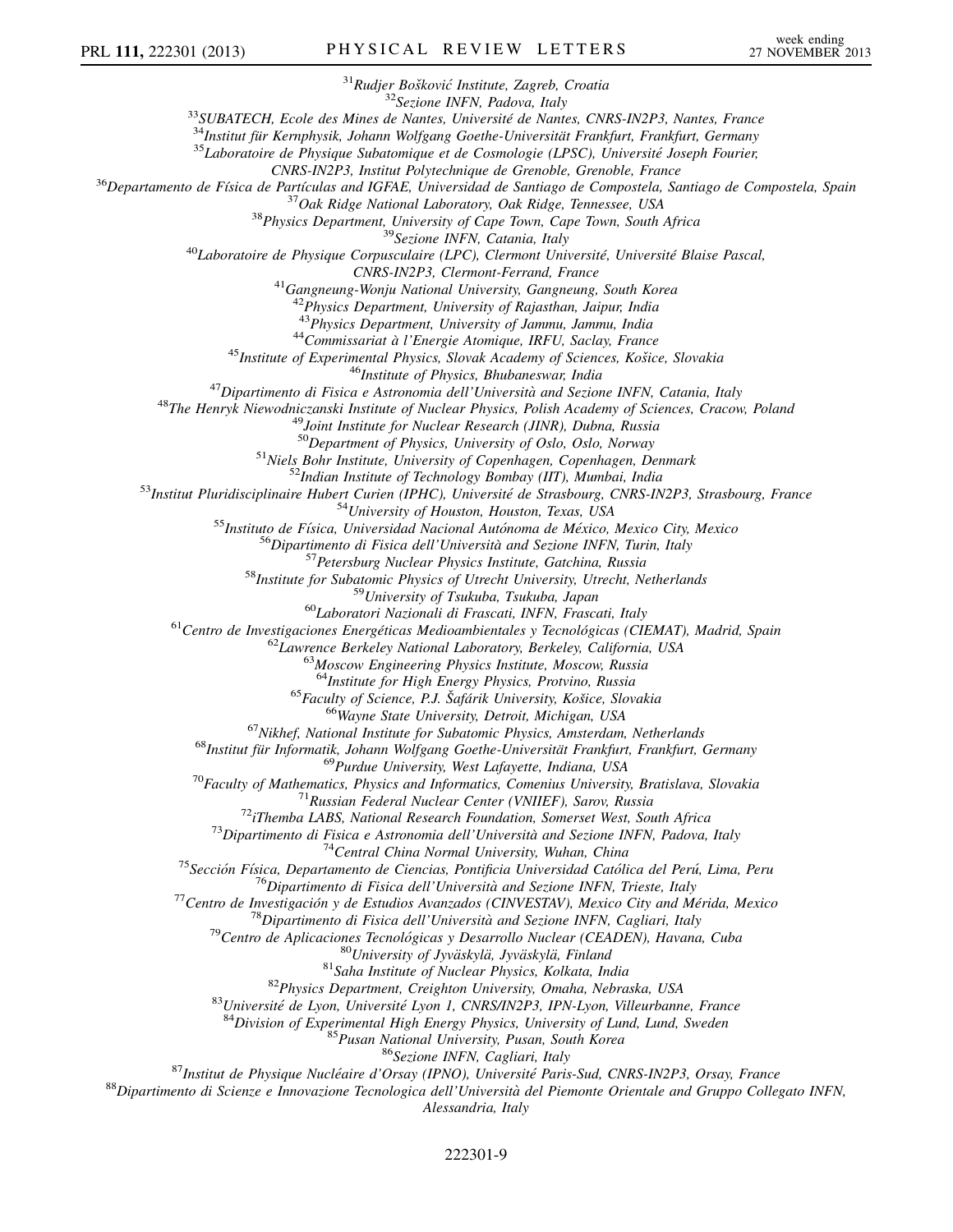[31]Rudjer Bošković Institute, Zagreb, Croatia
[32]Sezione INFN, Padova, Italy
[33]SUBATECH, Ecole des Mines de Nantes, Université de Nantes, CNRS-IN2P3, Nantes, France
[34]Institut für Kernphysik, Johann Wolfgang Goethe-Universität Frankfurt, Frankfurt, Germany
[35]Laboratoire de Physique Subatomique et de Cosmologie (LPSC), Université Joseph Fourier, CNRS-IN2P3, Institut Polytechnique de Grenoble, Grenoble, France
[36]Departamento de Física de Partículas and IGFAE, Universidad de Santiago de Compostela, Santiago de Compostela, Spain
[37]Oak Ridge National Laboratory, Oak Ridge, Tennessee, USA
[38]Physics Department, University of Cape Town, Cape Town, South Africa
[39]Sezione INFN, Catania, Italy
[40]Laboratoire de Physique Corpusculaire (LPC), Clermont Université, Université Blaise Pascal, CNRS-IN2P3, Clermont-Ferrand, France
[41]Gangneung-Wonju National University, Gangneung, South Korea
[42]Physics Department, University of Rajasthan, Jaipur, India
[43]Physics Department, University of Jammu, Jammu, India
[44]Commissariat à l'Energie Atomique, IRFU, Saclay, France
[45]Institute of Experimental Physics, Slovak Academy of Sciences, Košice, Slovakia
[46]Institute of Physics, Bhubaneswar, India
[47]Dipartimento di Fisica e Astronomia dell'Università and Sezione INFN, Catania, Italy
[48]The Henryk Niewodniczanski Institute of Nuclear Physics, Polish Academy of Sciences, Cracow, Poland
[49]Joint Institute for Nuclear Research (JINR), Dubna, Russia
[50]Department of Physics, University of Oslo, Oslo, Norway
[51]Niels Bohr Institute, University of Copenhagen, Copenhagen, Denmark
[52]Indian Institute of Technology Bombay (IIT), Mumbai, India
[53]Institut Pluridisciplinaire Hubert Curien (IPHC), Université de Strasbourg, CNRS-IN2P3, Strasbourg, France
[54]University of Houston, Houston, Texas, USA
[55]Instituto de Física, Universidad Nacional Autónoma de México, Mexico City, Mexico
[56]Dipartimento di Fisica dell'Università and Sezione INFN, Turin, Italy
[57]Petersburg Nuclear Physics Institute, Gatchina, Russia
[58]Institute for Subatomic Physics of Utrecht University, Utrecht, Netherlands
[59]University of Tsukuba, Tsukuba, Japan
[60]Laboratori Nazionali di Frascati, INFN, Frascati, Italy
[61]Centro de Investigaciones Energéticas Medioambientales y Tecnológicas (CIEMAT), Madrid, Spain
[62]Lawrence Berkeley National Laboratory, Berkeley, California, USA
[63]Moscow Engineering Physics Institute, Moscow, Russia
[64]Institute for High Energy Physics, Protvino, Russia
[65]Faculty of Science, P.J. Šafárik University, Košice, Slovakia
[66]Wayne State University, Detroit, Michigan, USA
[67]Nikhef, National Institute for Subatomic Physics, Amsterdam, Netherlands
[68]Institut für Informatik, Johann Wolfgang Goethe-Universität Frankfurt, Frankfurt, Germany
[69]Purdue University, West Lafayette, Indiana, USA
[70]Faculty of Mathematics, Physics and Informatics, Comenius University, Bratislava, Slovakia
[71]Russian Federal Nuclear Center (VNIIEF), Sarov, Russia
[72]iThemba LABS, National Research Foundation, Somerset West, South Africa
[73]Dipartimento di Fisica e Astronomia dell'Università and Sezione INFN, Padova, Italy
[74]Central China Normal University, Wuhan, China
[75]Sección Física, Departamento de Ciencias, Pontificia Universidad Católica del Perú, Lima, Peru
[76]Dipartimento di Fisica dell'Università and Sezione INFN, Trieste, Italy
[77]Centro de Investigación y de Estudios Avanzados (CINVESTAV), Mexico City and Mérida, Mexico
[78]Dipartimento di Fisica dell'Università and Sezione INFN, Cagliari, Italy
[79]Centro de Aplicaciones Tecnológicas y Desarrollo Nuclear (CEADEN), Havana, Cuba
[80]University of Jyväskylä, Jyväskylä, Finland
[81]Saha Institute of Nuclear Physics, Kolkata, India
[82]Physics Department, Creighton University, Omaha, Nebraska, USA
[83]Université de Lyon, Université Lyon 1, CNRS/IN2P3, IPN-Lyon, Villeurbanne, France
[84]Division of Experimental High Energy Physics, University of Lund, Lund, Sweden
[85]Pusan National University, Pusan, South Korea
[86]Sezione INFN, Cagliari, Italy
[87]Institut de Physique Nucléaire d'Orsay (IPNO), Université Paris-Sud, CNRS-IN2P3, Orsay, France
[88]Dipartimento di Scienze e Innovazione Tecnologica dell'Università del Piemonte Orientale and Gruppo Collegato INFN, Alessandria, Italy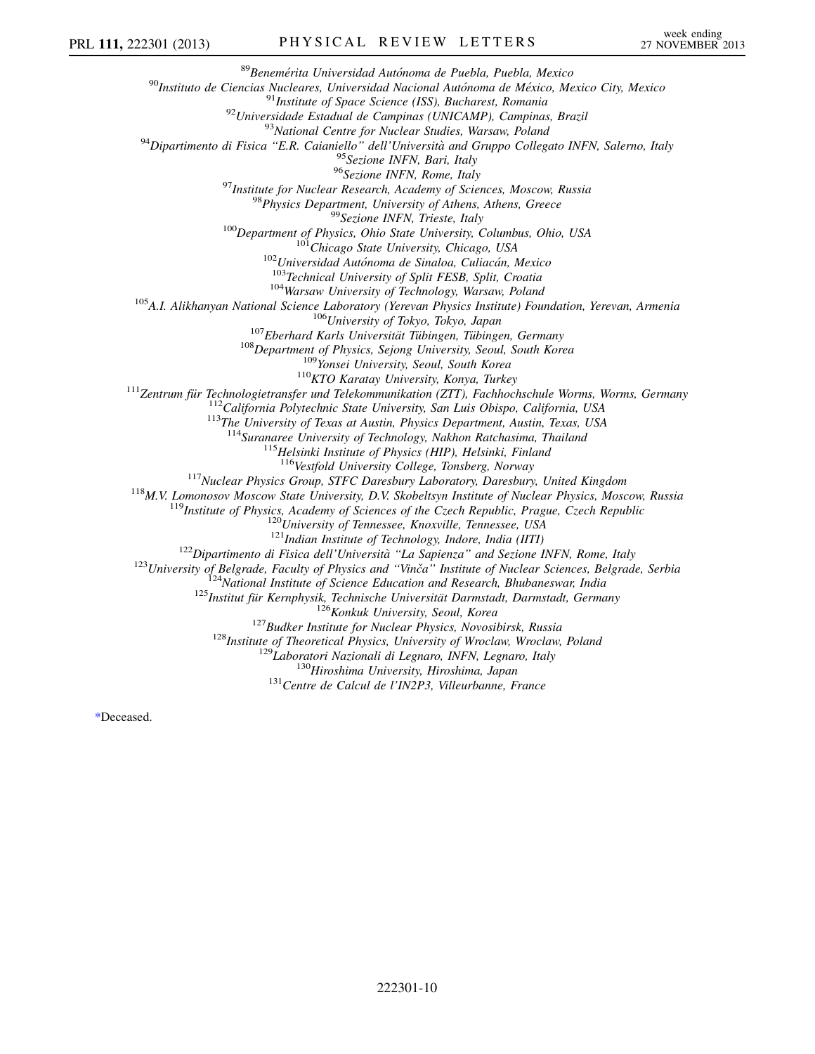[89]*Benemérita Universidad Autónoma de Puebla, Puebla, Mexico*
[90]*Instituto de Ciencias Nucleares, Universidad Nacional Autónoma de México, Mexico City, Mexico*
[91]*Institute of Space Science (ISS), Bucharest, Romania*
[92]*Universidade Estadual de Campinas (UNICAMP), Campinas, Brazil*
[93]*National Centre for Nuclear Studies, Warsaw, Poland*
[94]*Dipartimento di Fisica "E.R. Caianiello" dell'Università and Gruppo Collegato INFN, Salerno, Italy*
[95]*Sezione INFN, Bari, Italy*
[96]*Sezione INFN, Rome, Italy*
[97]*Institute for Nuclear Research, Academy of Sciences, Moscow, Russia*
[98]*Physics Department, University of Athens, Athens, Greece*
[99]*Sezione INFN, Trieste, Italy*
[100]*Department of Physics, Ohio State University, Columbus, Ohio, USA*
[101]*Chicago State University, Chicago, USA*
[102]*Universidad Autónoma de Sinaloa, Culiacán, Mexico*
[103]*Technical University of Split FESB, Split, Croatia*
[104]*Warsaw University of Technology, Warsaw, Poland*
[105]*A.I. Alikhanyan National Science Laboratory (Yerevan Physics Institute) Foundation, Yerevan, Armenia*
[106]*University of Tokyo, Tokyo, Japan*
[107]*Eberhard Karls Universität Tübingen, Tübingen, Germany*
[108]*Department of Physics, Sejong University, Seoul, South Korea*
[109]*Yonsei University, Seoul, South Korea*
[110]*KTO Karatay University, Konya, Turkey*
[111]*Zentrum für Technologietransfer und Telekommunikation (ZTT), Fachhochschule Worms, Worms, Germany*
[112]*California Polytechnic State University, San Luis Obispo, California, USA*
[113]*The University of Texas at Austin, Physics Department, Austin, Texas, USA*
[114]*Suranaree University of Technology, Nakhon Ratchasima, Thailand*
[115]*Helsinki Institute of Physics (HIP), Helsinki, Finland*
[116]*Vestfold University College, Tonsberg, Norway*
[117]*Nuclear Physics Group, STFC Daresbury Laboratory, Daresbury, United Kingdom*
[118]*M.V. Lomonosov Moscow State University, D.V. Skobeltsyn Institute of Nuclear Physics, Moscow, Russia*
[119]*Institute of Physics, Academy of Sciences of the Czech Republic, Prague, Czech Republic*
[120]*University of Tennessee, Knoxville, Tennessee, USA*
[121]*Indian Institute of Technology, Indore, India (IITI)*
[122]*Dipartimento di Fisica dell'Università "La Sapienza" and Sezione INFN, Rome, Italy*
[123]*University of Belgrade, Faculty of Physics and "Vinča" Institute of Nuclear Sciences, Belgrade, Serbia*
[124]*National Institute of Science Education and Research, Bhubaneswar, India*
[125]*Institut für Kernphysik, Technische Universität Darmstadt, Darmstadt, Germany*
[126]*Konkuk University, Seoul, Korea*
[127]*Budker Institute for Nuclear Physics, Novosibirsk, Russia*
[128]*Institute of Theoretical Physics, University of Wroclaw, Wroclaw, Poland*
[129]*Laboratori Nazionali di Legnaro, INFN, Legnaro, Italy*
[130]*Hiroshima University, Hiroshima, Japan*
[131]*Centre de Calcul de l'IN2P3, Villeurbanne, France*

*Deceased.